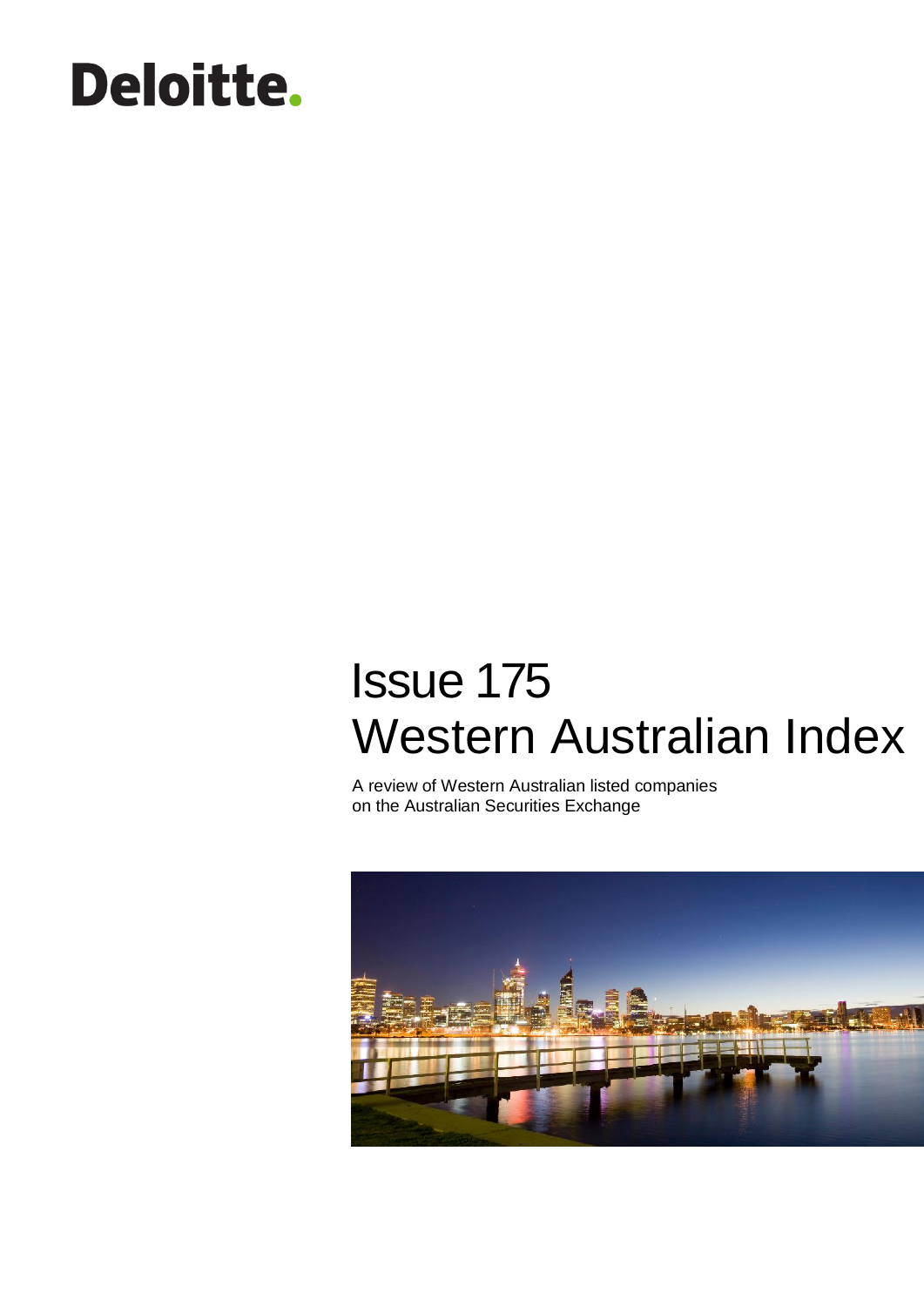Deloitte.

# Issue 175
# Western Australian Index

A review of Western Australian listed companies on the Australian Securities Exchange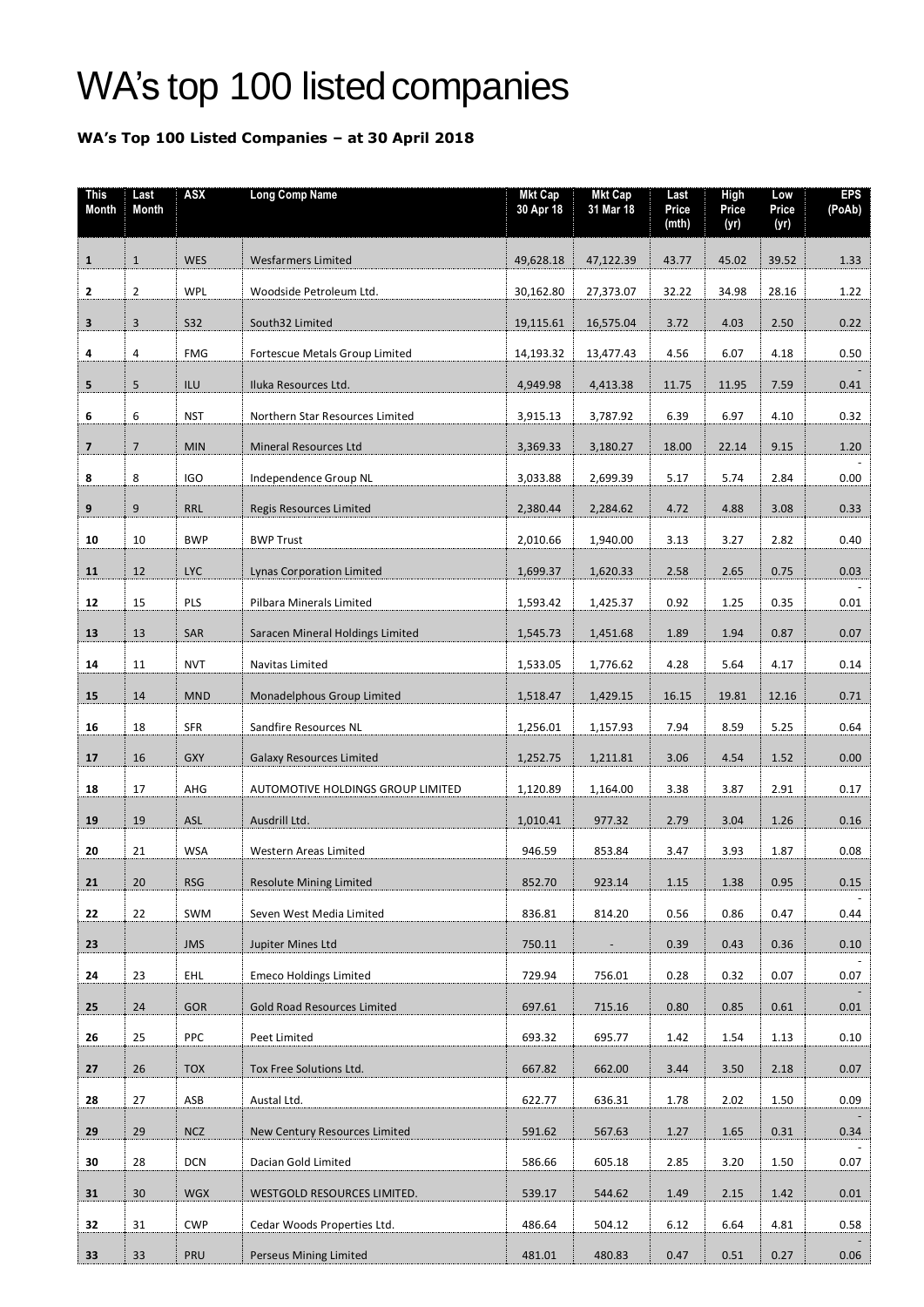# WA's top 100 listed companies

**WA's Top 100 Listed Companies – at 30 April 2018**

| This Month | Last Month | ASX | Long Comp Name | Mkt Cap 30 Apr 18 | Mkt Cap 31 Mar 18 | Last Price (mth) | High Price (yr) | Low Price (yr) | EPS (PoAb) |
|---|---|---|---|---|---|---|---|---|---|
| **1** | 1 | WES | Wesfarmers Limited | 49,628.18 | 47,122.39 | 43.77 | 45.02 | 39.52 | 1.33 |
| **2** | 2 | WPL | Woodside Petroleum Ltd. | 30,162.80 | 27,373.07 | 32.22 | 34.98 | 28.16 | 1.22 |
| **3** | 3 | S32 | South32 Limited | 19,115.61 | 16,575.04 | 3.72 | 4.03 | 2.50 | 0.22 |
| **4** | 4 | FMG | Fortescue Metals Group Limited | 14,193.32 | 13,477.43 | 4.56 | 6.07 | 4.18 | 0.50 |
| **5** | 5 | ILU | Iluka Resources Ltd. | 4,949.98 | 4,413.38 | 11.75 | 11.95 | 7.59 | -0.41 |
| **6** | 6 | NST | Northern Star Resources Limited | 3,915.13 | 3,787.92 | 6.39 | 6.97 | 4.10 | 0.32 |
| **7** | 7 | MIN | Mineral Resources Ltd | 3,369.33 | 3,180.27 | 18.00 | 22.14 | 9.15 | 1.20 |
| **8** | 8 | IGO | Independence Group NL | 3,033.88 | 2,699.39 | 5.17 | 5.74 | 2.84 | -0.00 |
| **9** | 9 | RRL | Regis Resources Limited | 2,380.44 | 2,284.62 | 4.72 | 4.88 | 3.08 | 0.33 |
| **10** | 10 | BWP | BWP Trust | 2,010.66 | 1,940.00 | 3.13 | 3.27 | 2.82 | 0.40 |
| **11** | 12 | LYC | Lynas Corporation Limited | 1,699.37 | 1,620.33 | 2.58 | 2.65 | 0.75 | 0.03 |
| **12** | 15 | PLS | Pilbara Minerals Limited | 1,593.42 | 1,425.37 | 0.92 | 1.25 | 0.35 | -0.01 |
| **13** | 13 | SAR | Saracen Mineral Holdings Limited | 1,545.73 | 1,451.68 | 1.89 | 1.94 | 0.87 | 0.07 |
| **14** | 11 | NVT | Navitas Limited | 1,533.05 | 1,776.62 | 4.28 | 5.64 | 4.17 | 0.14 |
| **15** | 14 | MND | Monadelphous Group Limited | 1,518.47 | 1,429.15 | 16.15 | 19.81 | 12.16 | 0.71 |
| **16** | 18 | SFR | Sandfire Resources NL | 1,256.01 | 1,157.93 | 7.94 | 8.59 | 5.25 | 0.64 |
| **17** | 16 | GXY | Galaxy Resources Limited | 1,252.75 | 1,211.81 | 3.06 | 4.54 | 1.52 | 0.00 |
| **18** | 17 | AHG | AUTOMOTIVE HOLDINGS GROUP LIMITED | 1,120.89 | 1,164.00 | 3.38 | 3.87 | 2.91 | 0.17 |
| **19** | 19 | ASL | Ausdrill Ltd. | 1,010.41 | 977.32 | 2.79 | 3.04 | 1.26 | 0.16 |
| **20** | 21 | WSA | Western Areas Limited | 946.59 | 853.84 | 3.47 | 3.93 | 1.87 | 0.08 |
| **21** | 20 | RSG | Resolute Mining Limited | 852.70 | 923.14 | 1.15 | 1.38 | 0.95 | 0.15 |
| **22** | 22 | SWM | Seven West Media Limited | 836.81 | 814.20 | 0.56 | 0.86 | 0.47 | -0.44 |
| **23** | | JMS | Jupiter Mines Ltd | 750.11 | - | 0.39 | 0.43 | 0.36 | 0.10 |
| **24** | 23 | EHL | Emeco Holdings Limited | 729.94 | 756.01 | 0.28 | 0.32 | 0.07 | -0.07 |
| **25** | 24 | GOR | Gold Road Resources Limited | 697.61 | 715.16 | 0.80 | 0.85 | 0.61 | -0.01 |
| **26** | 25 | PPC | Peet Limited | 693.32 | 695.77 | 1.42 | 1.54 | 1.13 | 0.10 |
| **27** | 26 | TOX | Tox Free Solutions Ltd. | 667.82 | 662.00 | 3.44 | 3.50 | 2.18 | 0.07 |
| **28** | 27 | ASB | Austal Ltd. | 622.77 | 636.31 | 1.78 | 2.02 | 1.50 | 0.09 |
| **29** | 29 | NCZ | New Century Resources Limited | 591.62 | 567.63 | 1.27 | 1.65 | 0.31 | -0.34 |
| **30** | 28 | DCN | Dacian Gold Limited | 586.66 | 605.18 | 2.85 | 3.20 | 1.50 | -0.07 |
| **31** | 30 | WGX | WESTGOLD RESOURCES LIMITED. | 539.17 | 544.62 | 1.49 | 2.15 | 1.42 | 0.01 |
| **32** | 31 | CWP | Cedar Woods Properties Ltd. | 486.64 | 504.12 | 6.12 | 6.64 | 4.81 | 0.58 |
| **33** | 33 | PRU | Perseus Mining Limited | 481.01 | 480.83 | 0.47 | 0.51 | 0.27 | -0.06 |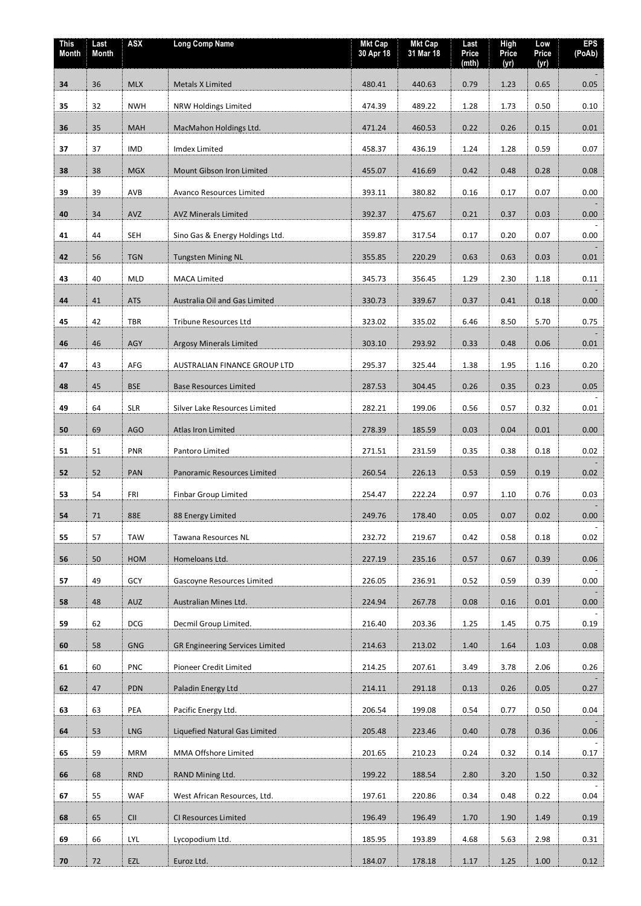| This Month | Last Month | ASX | Long Comp Name | Mkt Cap 30 Apr 18 | Mkt Cap 31 Mar 18 | Last Price (mth) | High Price (yr) | Low Price (yr) | EPS (PoAb) |
|---|---|---|---|---|---|---|---|---|---|
| 34 | 36 | MLX | Metals X Limited | 480.41 | 440.63 | 0.79 | 1.23 | 0.65 | -0.05 |
| 35 | 32 | NWH | NRW Holdings Limited | 474.39 | 489.22 | 1.28 | 1.73 | 0.50 | 0.10 |
| 36 | 35 | MAH | MacMahon Holdings Ltd. | 471.24 | 460.53 | 0.22 | 0.26 | 0.15 | 0.01 |
| 37 | 37 | IMD | Imdex Limited | 458.37 | 436.19 | 1.24 | 1.28 | 0.59 | 0.07 |
| 38 | 38 | MGX | Mount Gibson Iron Limited | 455.07 | 416.69 | 0.42 | 0.48 | 0.28 | 0.08 |
| 39 | 39 | AVB | Avanco Resources Limited | 393.11 | 380.82 | 0.16 | 0.17 | 0.07 | 0.00 |
| 40 | 34 | AVZ | AVZ Minerals Limited | 392.37 | 475.67 | 0.21 | 0.37 | 0.03 | -0.00 |
| 41 | 44 | SEH | Sino Gas & Energy Holdings Ltd. | 359.87 | 317.54 | 0.17 | 0.20 | 0.07 | -0.00 |
| 42 | 56 | TGN | Tungsten Mining NL | 355.85 | 220.29 | 0.63 | 0.63 | 0.03 | -0.01 |
| 43 | 40 | MLD | MACA Limited | 345.73 | 356.45 | 1.29 | 2.30 | 1.18 | 0.11 |
| 44 | 41 | ATS | Australia Oil and Gas Limited | 330.73 | 339.67 | 0.37 | 0.41 | 0.18 | -0.00 |
| 45 | 42 | TBR | Tribune Resources Ltd | 323.02 | 335.02 | 6.46 | 8.50 | 5.70 | 0.75 |
| 46 | 46 | AGY | Argosy Minerals Limited | 303.10 | 293.92 | 0.33 | 0.48 | 0.06 | -0.01 |
| 47 | 43 | AFG | AUSTRALIAN FINANCE GROUP LTD | 295.37 | 325.44 | 1.38 | 1.95 | 1.16 | 0.20 |
| 48 | 45 | BSE | Base Resources Limited | 287.53 | 304.45 | 0.26 | 0.35 | 0.23 | 0.05 |
| 49 | 64 | SLR | Silver Lake Resources Limited | 282.21 | 199.06 | 0.56 | 0.57 | 0.32 | -0.01 |
| 50 | 69 | AGO | Atlas Iron Limited | 278.39 | 185.59 | 0.03 | 0.04 | 0.01 | 0.00 |
| 51 | 51 | PNR | Pantoro Limited | 271.51 | 231.59 | 0.35 | 0.38 | 0.18 | 0.02 |
| 52 | 52 | PAN | Panoramic Resources Limited | 260.54 | 226.13 | 0.53 | 0.59 | 0.19 | -0.02 |
| 53 | 54 | FRI | Finbar Group Limited | 254.47 | 222.24 | 0.97 | 1.10 | 0.76 | 0.03 |
| 54 | 71 | 88E | 88 Energy Limited | 249.76 | 178.40 | 0.05 | 0.07 | 0.02 | -0.00 |
| 55 | 57 | TAW | Tawana Resources NL | 232.72 | 219.67 | 0.42 | 0.58 | 0.18 | -0.02 |
| 56 | 50 | HOM | Homeloans Ltd. | 227.19 | 235.16 | 0.57 | 0.67 | 0.39 | 0.06 |
| 57 | 49 | GCY | Gascoyne Resources Limited | 226.05 | 236.91 | 0.52 | 0.59 | 0.39 | -0.00 |
| 58 | 48 | AUZ | Australian Mines Ltd. | 224.94 | 267.78 | 0.08 | 0.16 | 0.01 | -0.00 |
| 59 | 62 | DCG | Decmil Group Limited. | 216.40 | 203.36 | 1.25 | 1.45 | 0.75 | -0.19 |
| 60 | 58 | GNG | GR Engineering Services Limited | 214.63 | 213.02 | 1.40 | 1.64 | 1.03 | 0.08 |
| 61 | 60 | PNC | Pioneer Credit Limited | 214.25 | 207.61 | 3.49 | 3.78 | 2.06 | 0.26 |
| 62 | 47 | PDN | Paladin Energy Ltd | 214.11 | 291.18 | 0.13 | 0.26 | 0.05 | -0.27 |
| 63 | 63 | PEA | Pacific Energy Ltd. | 206.54 | 199.08 | 0.54 | 0.77 | 0.50 | 0.04 |
| 64 | 53 | LNG | Liquefied Natural Gas Limited | 205.48 | 223.46 | 0.40 | 0.78 | 0.36 | -0.06 |
| 65 | 59 | MRM | MMA Offshore Limited | 201.65 | 210.23 | 0.24 | 0.32 | 0.14 | -0.17 |
| 66 | 68 | RND | RAND Mining Ltd. | 199.22 | 188.54 | 2.80 | 3.20 | 1.50 | 0.32 |
| 67 | 55 | WAF | West African Resources, Ltd. | 197.61 | 220.86 | 0.34 | 0.48 | 0.22 | -0.04 |
| 68 | 65 | CII | CI Resources Limited | 196.49 | 196.49 | 1.70 | 1.90 | 1.49 | 0.19 |
| 69 | 66 | LYL | Lycopodium Ltd. | 185.95 | 193.89 | 4.68 | 5.63 | 2.98 | 0.31 |
| 70 | 72 | EZL | Euroz Ltd. | 184.07 | 178.18 | 1.17 | 1.25 | 1.00 | 0.12 |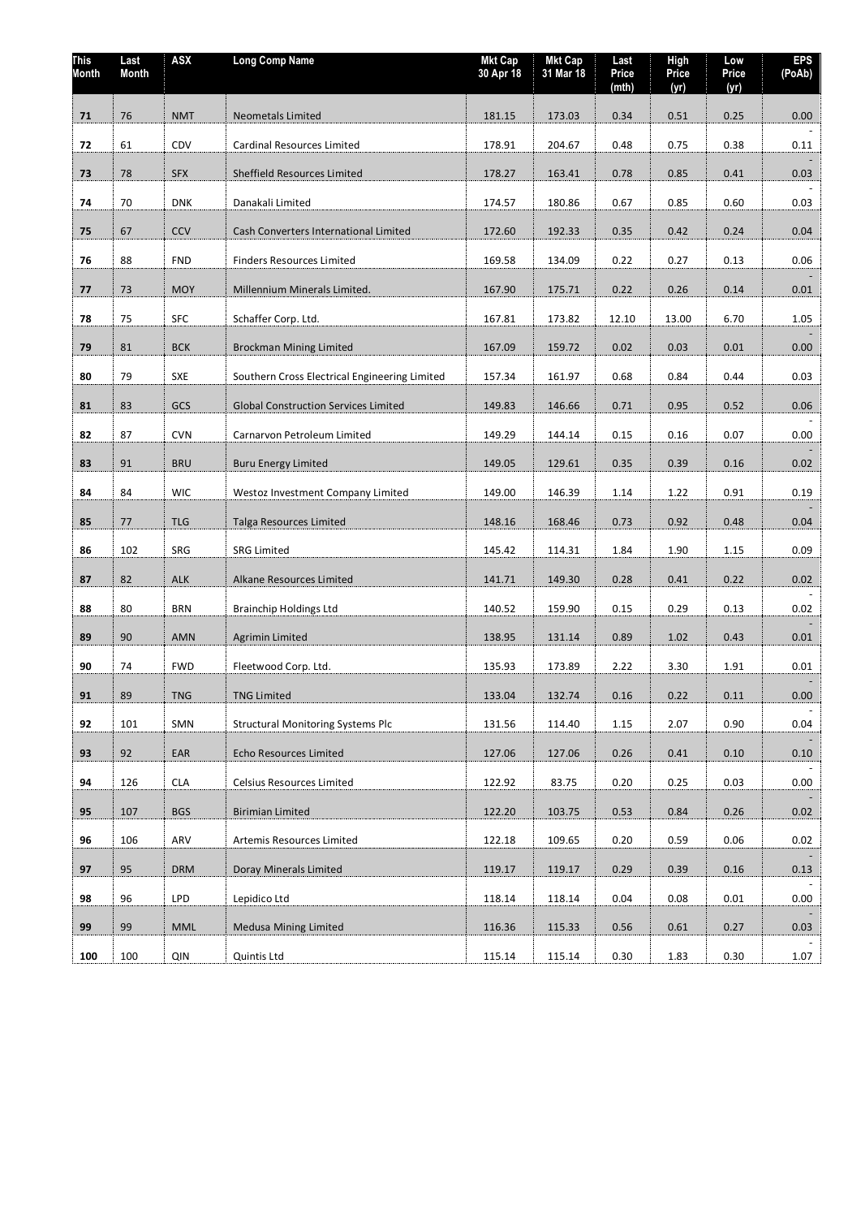| This Month | Last Month | ASX | Long Comp Name | Mkt Cap 30 Apr 18 | Mkt Cap 31 Mar 18 | Last Price (mth) | High Price (yr) | Low Price (yr) | EPS (PoAb) |
|---|---|---|---|---|---|---|---|---|---|
| **71** | 76 | NMT | Neometals Limited | 181.15 | 173.03 | 0.34 | 0.51 | 0.25 | 0.00 |
| **72** | 61 | CDV | Cardinal Resources Limited | 178.91 | 204.67 | 0.48 | 0.75 | 0.38 | -0.11 |
| **73** | 78 | SFX | Sheffield Resources Limited | 178.27 | 163.41 | 0.78 | 0.85 | 0.41 | -0.03 |
| **74** | 70 | DNK | Danakali Limited | 174.57 | 180.86 | 0.67 | 0.85 | 0.60 | -0.03 |
| **75** | 67 | CCV | Cash Converters International Limited | 172.60 | 192.33 | 0.35 | 0.42 | 0.24 | 0.04 |
| **76** | 88 | FND | Finders Resources Limited | 169.58 | 134.09 | 0.22 | 0.27 | 0.13 | 0.06 |
| **77** | 73 | MOY | Millennium Minerals Limited. | 167.90 | 175.71 | 0.22 | 0.26 | 0.14 | -0.01 |
| **78** | 75 | SFC | Schaffer Corp. Ltd. | 167.81 | 173.82 | 12.10 | 13.00 | 6.70 | 1.05 |
| **79** | 81 | BCK | Brockman Mining Limited | 167.09 | 159.72 | 0.02 | 0.03 | 0.01 | -0.00 |
| **80** | 79 | SXE | Southern Cross Electrical Engineering Limited | 157.34 | 161.97 | 0.68 | 0.84 | 0.44 | 0.03 |
| **81** | 83 | GCS | Global Construction Services Limited | 149.83 | 146.66 | 0.71 | 0.95 | 0.52 | 0.06 |
| **82** | 87 | CVN | Carnarvon Petroleum Limited | 149.29 | 144.14 | 0.15 | 0.16 | 0.07 | -0.00 |
| **83** | 91 | BRU | Buru Energy Limited | 149.05 | 129.61 | 0.35 | 0.39 | 0.16 | -0.02 |
| **84** | 84 | WIC | Westoz Investment Company Limited | 149.00 | 146.39 | 1.14 | 1.22 | 0.91 | 0.19 |
| **85** | 77 | TLG | Talga Resources Limited | 148.16 | 168.46 | 0.73 | 0.92 | 0.48 | -0.04 |
| **86** | 102 | SRG | SRG Limited | 145.42 | 114.31 | 1.84 | 1.90 | 1.15 | 0.09 |
| **87** | 82 | ALK | Alkane Resources Limited | 141.71 | 149.30 | 0.28 | 0.41 | 0.22 | 0.02 |
| **88** | 80 | BRN | Brainchip Holdings Ltd | 140.52 | 159.90 | 0.15 | 0.29 | 0.13 | -0.02 |
| **89** | 90 | AMN | Agrimin Limited | 138.95 | 131.14 | 0.89 | 1.02 | 0.43 | -0.01 |
| **90** | 74 | FWD | Fleetwood Corp. Ltd. | 135.93 | 173.89 | 2.22 | 3.30 | 1.91 | 0.01 |
| **91** | 89 | TNG | TNG Limited | 133.04 | 132.74 | 0.16 | 0.22 | 0.11 | -0.00 |
| **92** | 101 | SMN | Structural Monitoring Systems Plc | 131.56 | 114.40 | 1.15 | 2.07 | 0.90 | -0.04 |
| **93** | 92 | EAR | Echo Resources Limited | 127.06 | 127.06 | 0.26 | 0.41 | 0.10 | -0.10 |
| **94** | 126 | CLA | Celsius Resources Limited | 122.92 | 83.75 | 0.20 | 0.25 | 0.03 | -0.00 |
| **95** | 107 | BGS | Birimian Limited | 122.20 | 103.75 | 0.53 | 0.84 | 0.26 | -0.02 |
| **96** | 106 | ARV | Artemis Resources Limited | 122.18 | 109.65 | 0.20 | 0.59 | 0.06 | 0.02 |
| **97** | 95 | DRM | Doray Minerals Limited | 119.17 | 119.17 | 0.29 | 0.39 | 0.16 | -0.13 |
| **98** | 96 | LPD | Lepidico Ltd | 118.14 | 118.14 | 0.04 | 0.08 | 0.01 | -0.00 |
| **99** | 99 | MML | Medusa Mining Limited | 116.36 | 115.33 | 0.56 | 0.61 | 0.27 | -0.03 |
| **100** | 100 | QIN | Quintis Ltd | 115.14 | 115.14 | 0.30 | 1.83 | 0.30 | -1.07 |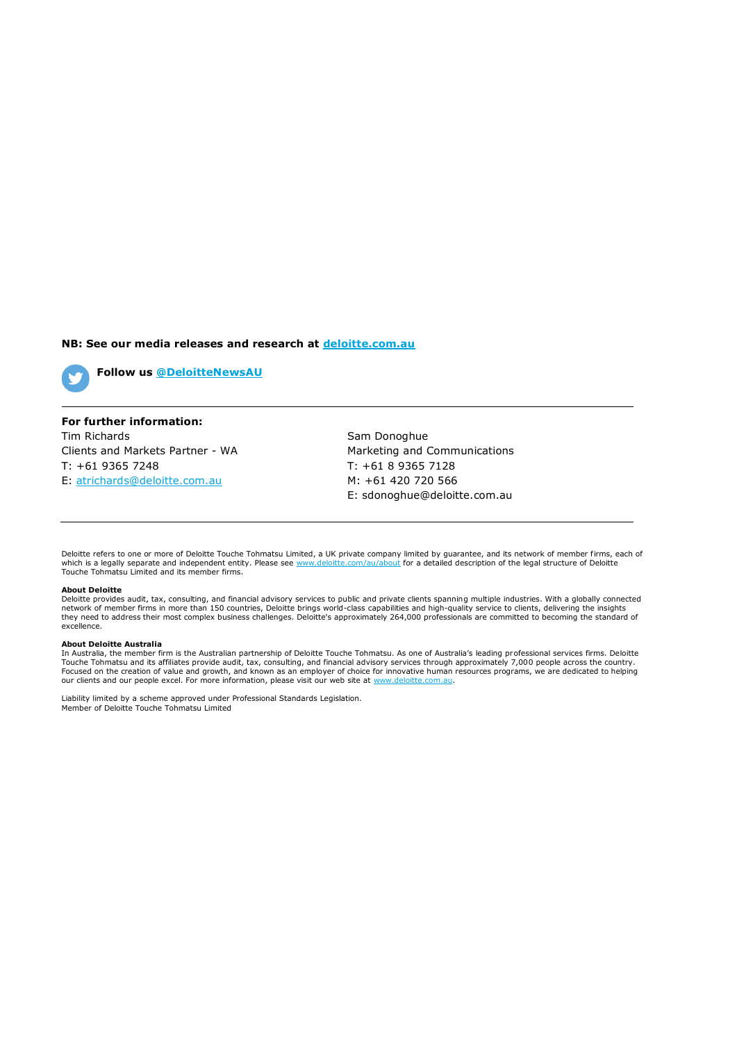**NB: See our media releases and research at [deloitte.com.au](deloitte.com.au)**

**Follow us [@DeloitteNewsAU](@DeloitteNewsAU)**

---

**For further information:**

Tim Richards
Clients and Markets Partner - WA
T: +61 9365 7248
E: atrichards@deloitte.com.au

Sam Donoghue
Marketing and Communications
T: +61 8 9365 7128
M: +61 420 720 566
E: sdonoghue@deloitte.com.au

---

Deloitte refers to one or more of Deloitte Touche Tohmatsu Limited, a UK private company limited by guarantee, and its network of member firms, each of which is a legally separate and independent entity. Please see www.deloitte.com/au/about for a detailed description of the legal structure of Deloitte Touche Tohmatsu Limited and its member firms.

**About Deloitte**
Deloitte provides audit, tax, consulting, and financial advisory services to public and private clients spanning multiple industries. With a globally connected network of member firms in more than 150 countries, Deloitte brings world-class capabilities and high-quality service to clients, delivering the insights they need to address their most complex business challenges. Deloitte's approximately 264,000 professionals are committed to becoming the standard of excellence.

**About Deloitte Australia**
In Australia, the member firm is the Australian partnership of Deloitte Touche Tohmatsu. As one of Australia's leading professional services firms. Deloitte Touche Tohmatsu and its affiliates provide audit, tax, consulting, and financial advisory services through approximately 7,000 people across the country. Focused on the creation of value and growth, and known as an employer of choice for innovative human resources programs, we are dedicated to helping our clients and our people excel. For more information, please visit our web site at www.deloitte.com.au.

Liability limited by a scheme approved under Professional Standards Legislation.
Member of Deloitte Touche Tohmatsu Limited